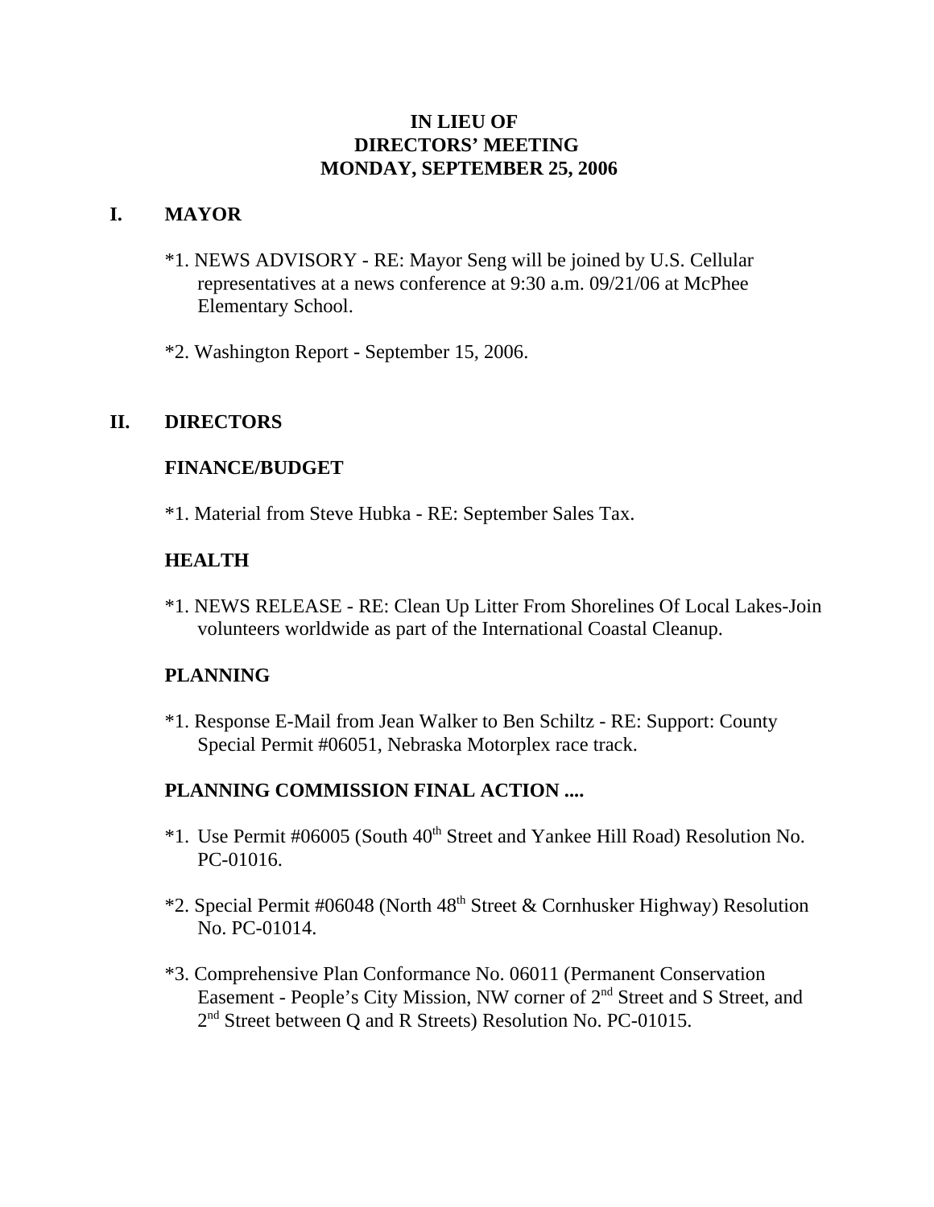# IN LIEU OF
# DIRECTORS' MEETING
# MONDAY, SEPTEMBER 25, 2006

## I. MAYOR

*1. NEWS ADVISORY - RE: Mayor Seng will be joined by U.S. Cellular representatives at a news conference at 9:30 a.m. 09/21/06 at McPhee Elementary School.

*2. Washington Report - September 15, 2006.

## II. DIRECTORS

### FINANCE/BUDGET

*1. Material from Steve Hubka - RE: September Sales Tax.

### HEALTH

*1. NEWS RELEASE - RE: Clean Up Litter From Shorelines Of Local Lakes-Join volunteers worldwide as part of the International Coastal Cleanup.

### PLANNING

*1. Response E-Mail from Jean Walker to Ben Schiltz - RE: Support: County Special Permit #06051, Nebraska Motorplex race track.

### PLANNING COMMISSION FINAL ACTION ....

*1. Use Permit #06005 (South 40th Street and Yankee Hill Road) Resolution No. PC-01016.

*2. Special Permit #06048 (North 48th Street & Cornhusker Highway) Resolution No. PC-01014.

*3. Comprehensive Plan Conformance No. 06011 (Permanent Conservation Easement - People's City Mission, NW corner of 2nd Street and S Street, and 2nd Street between Q and R Streets) Resolution No. PC-01015.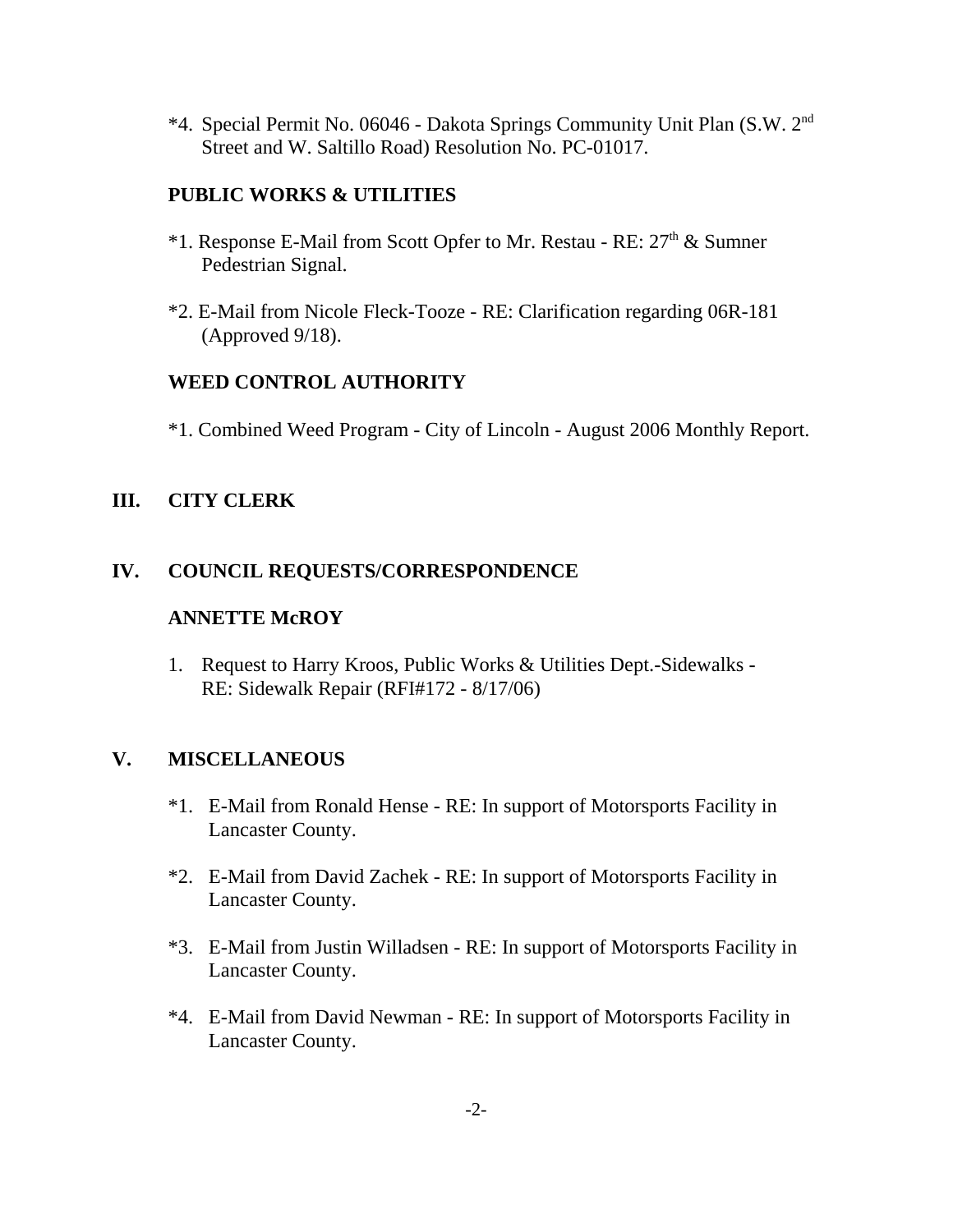*4. Special Permit No. 06046 - Dakota Springs Community Unit Plan (S.W. 2nd Street and W. Saltillo Road) Resolution No. PC-01017.

### PUBLIC WORKS & UTILITIES

*1. Response E-Mail from Scott Opfer to Mr. Restau - RE: 27th & Sumner Pedestrian Signal.

*2. E-Mail from Nicole Fleck-Tooze - RE: Clarification regarding 06R-181 (Approved 9/18).

### WEED CONTROL AUTHORITY

*1. Combined Weed Program - City of Lincoln - August 2006 Monthly Report.

## III. CITY CLERK

## IV. COUNCIL REQUESTS/CORRESPONDENCE

### ANNETTE McROY

1. Request to Harry Kroos, Public Works & Utilities Dept.-Sidewalks - RE: Sidewalk Repair (RFI#172 - 8/17/06)

## V. MISCELLANEOUS

*1. E-Mail from Ronald Hense - RE: In support of Motorsports Facility in Lancaster County.

*2. E-Mail from David Zachek - RE: In support of Motorsports Facility in Lancaster County.

*3. E-Mail from Justin Willadsen - RE: In support of Motorsports Facility in Lancaster County.

*4. E-Mail from David Newman - RE: In support of Motorsports Facility in Lancaster County.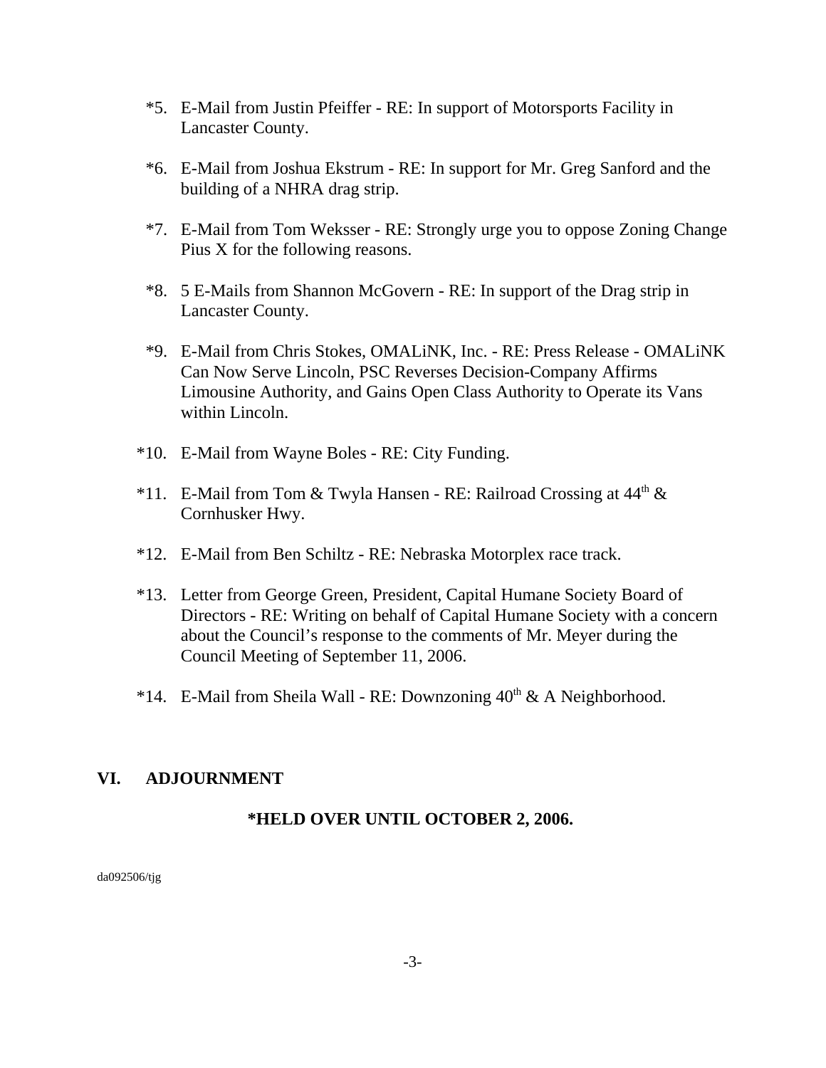*5. E-Mail from Justin Pfeiffer - RE: In support of Motorsports Facility in Lancaster County.

*6. E-Mail from Joshua Ekstrum - RE: In support for Mr. Greg Sanford and the building of a NHRA drag strip.

*7. E-Mail from Tom Weksser - RE: Strongly urge you to oppose Zoning Change Pius X for the following reasons.

*8. 5 E-Mails from Shannon McGovern - RE: In support of the Drag strip in Lancaster County.

*9. E-Mail from Chris Stokes, OMALiNK, Inc. - RE: Press Release - OMALiNK Can Now Serve Lincoln, PSC Reverses Decision-Company Affirms Limousine Authority, and Gains Open Class Authority to Operate its Vans within Lincoln.

*10. E-Mail from Wayne Boles - RE: City Funding.

*11. E-Mail from Tom & Twyla Hansen - RE: Railroad Crossing at 44th & Cornhusker Hwy.

*12. E-Mail from Ben Schiltz - RE: Nebraska Motorplex race track.

*13. Letter from George Green, President, Capital Humane Society Board of Directors - RE: Writing on behalf of Capital Humane Society with a concern about the Council's response to the comments of Mr. Meyer during the Council Meeting of September 11, 2006.

*14. E-Mail from Sheila Wall - RE: Downzoning 40th & A Neighborhood.

## VI. ADJOURNMENT

**\*HELD OVER UNTIL OCTOBER 2, 2006.**

da092506/tjg